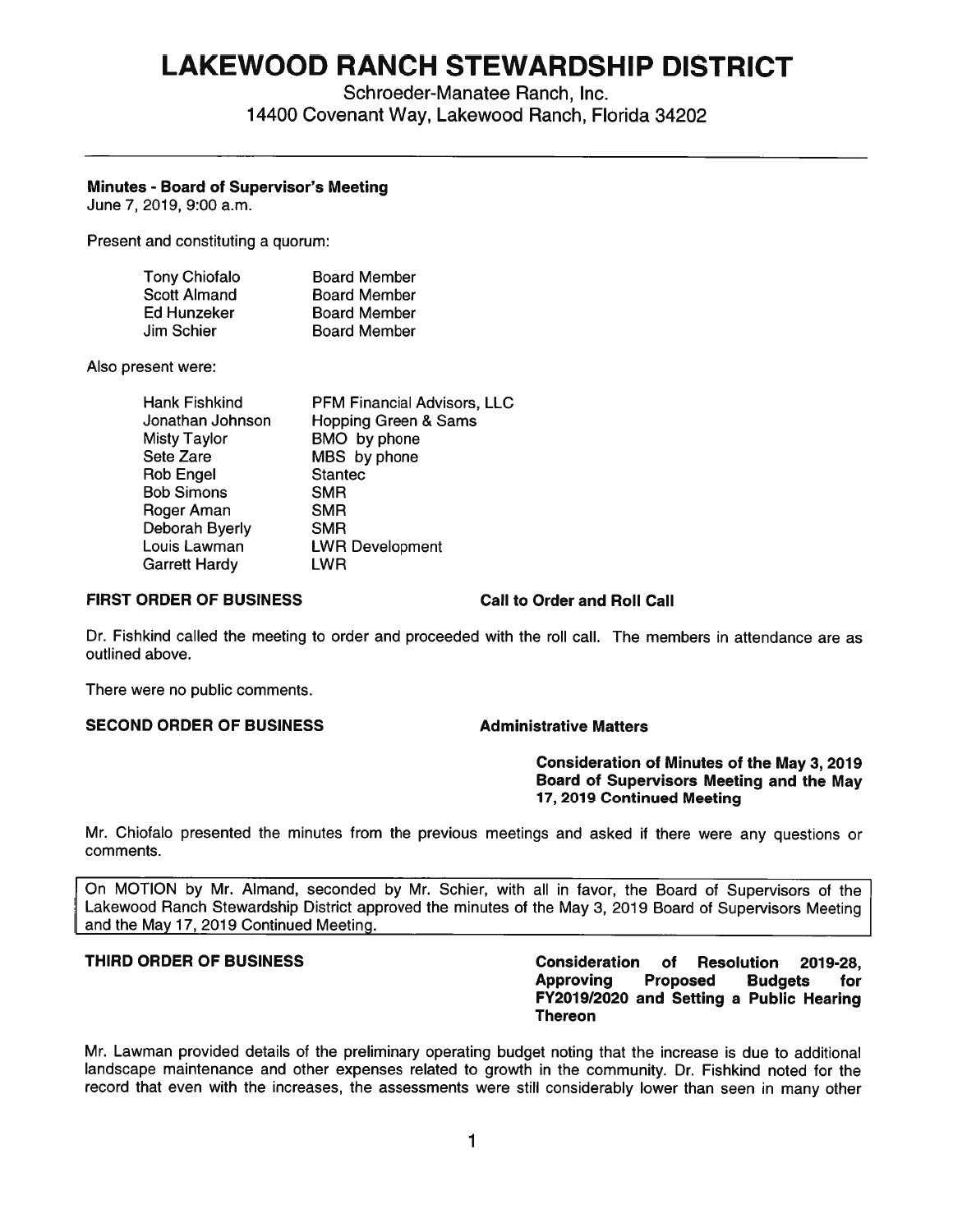# LAKEWOOD RANCH STEWARDSHIP DISTRICT

Schroeder-Manatee Ranch, Inc.
14400 Covenant Way, Lakewood Ranch, Florida 34202

---

**Minutes - Board of Supervisor's Meeting**
June 7, 2019, 9:00 a.m.

Present and constituting a quorum:

| | |
|---|---|
| Tony Chiofalo | Board Member |
| Scott Almand | Board Member |
| Ed Hunzeker | Board Member |
| Jim Schier | Board Member |

Also present were:

| | |
|---|---|
| Hank Fishkind | PFM Financial Advisors, LLC |
| Jonathan Johnson | Hopping Green & Sams |
| Misty Taylor | BMO by phone |
| Sete Zare | MBS by phone |
| Rob Engel | Stantec |
| Bob Simons | SMR |
| Roger Aman | SMR |
| Deborah Byerly | SMR |
| Louis Lawman | LWR Development |
| Garrett Hardy | LWR |

**FIRST ORDER OF BUSINESS** **Call to Order and Roll Call**

Dr. Fishkind called the meeting to order and proceeded with the roll call. The members in attendance are as outlined above.

There were no public comments.

**SECOND ORDER OF BUSINESS** **Administrative Matters**

**Consideration of Minutes of the May 3, 2019 Board of Supervisors Meeting and the May 17, 2019 Continued Meeting**

Mr. Chiofalo presented the minutes from the previous meetings and asked if there were any questions or comments.

On MOTION by Mr. Almand, seconded by Mr. Schier, with all in favor, the Board of Supervisors of the Lakewood Ranch Stewardship District approved the minutes of the May 3, 2019 Board of Supervisors Meeting and the May 17, 2019 Continued Meeting.

**THIRD ORDER OF BUSINESS** **Consideration of Resolution 2019-28, Approving Proposed Budgets for FY2019/2020 and Setting a Public Hearing Thereon**

Mr. Lawman provided details of the preliminary operating budget noting that the increase is due to additional landscape maintenance and other expenses related to growth in the community. Dr. Fishkind noted for the record that even with the increases, the assessments were still considerably lower than seen in many other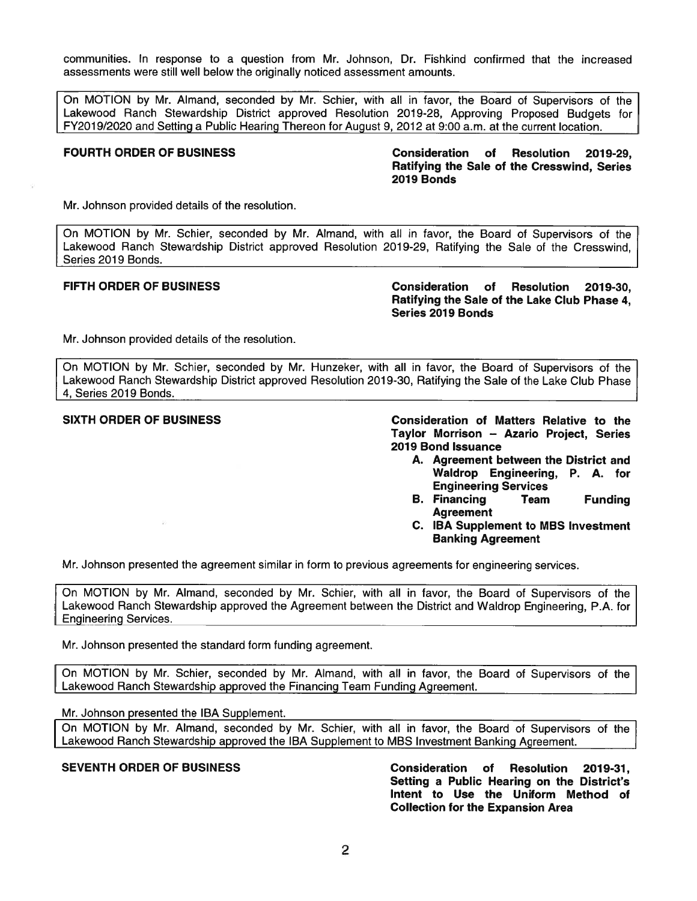communities. In response to a question from Mr. Johnson, Dr. Fishkind confirmed that the increased assessments were still well below the originally noticed assessment amounts.

On MOTION by Mr. Almand, seconded by Mr. Schier, with all in favor, the Board of Supervisors of the Lakewood Ranch Stewardship District approved Resolution 2019-28, Approving Proposed Budgets for FY2019/2020 and Setting a Public Hearing Thereon for August 9, 2012 at 9:00 a.m. at the current location.

**FOURTH ORDER OF BUSINESS** — **Consideration of Resolution 2019-29, Ratifying the Sale of the Cresswind, Series 2019 Bonds**

Mr. Johnson provided details of the resolution.

On MOTION by Mr. Schier, seconded by Mr. Almand, with all in favor, the Board of Supervisors of the Lakewood Ranch Stewardship District approved Resolution 2019-29, Ratifying the Sale of the Cresswind, Series 2019 Bonds.

**FIFTH ORDER OF BUSINESS** — **Consideration of Resolution 2019-30, Ratifying the Sale of the Lake Club Phase 4, Series 2019 Bonds**

Mr. Johnson provided details of the resolution.

On MOTION by Mr. Schier, seconded by Mr. Hunzeker, with all in favor, the Board of Supervisors of the Lakewood Ranch Stewardship District approved Resolution 2019-30, Ratifying the Sale of the Lake Club Phase 4, Series 2019 Bonds.

**SIXTH ORDER OF BUSINESS** — **Consideration of Matters Relative to the Taylor Morrison – Azario Project, Series 2019 Bond Issuance**

- **A. Agreement between the District and Waldrop Engineering, P. A. for Engineering Services**
- **B. Financing Team Funding Agreement**
- **C. IBA Supplement to MBS Investment Banking Agreement**

Mr. Johnson presented the agreement similar in form to previous agreements for engineering services.

On MOTION by Mr. Almand, seconded by Mr. Schier, with all in favor, the Board of Supervisors of the Lakewood Ranch Stewardship approved the Agreement between the District and Waldrop Engineering, P.A. for Engineering Services.

Mr. Johnson presented the standard form funding agreement.

On MOTION by Mr. Schier, seconded by Mr. Almand, with all in favor, the Board of Supervisors of the Lakewood Ranch Stewardship approved the Financing Team Funding Agreement.

Mr. Johnson presented the IBA Supplement.

On MOTION by Mr. Almand, seconded by Mr. Schier, with all in favor, the Board of Supervisors of the Lakewood Ranch Stewardship approved the IBA Supplement to MBS Investment Banking Agreement.

**SEVENTH ORDER OF BUSINESS** — **Consideration of Resolution 2019-31, Setting a Public Hearing on the District's Intent to Use the Uniform Method of Collection for the Expansion Area**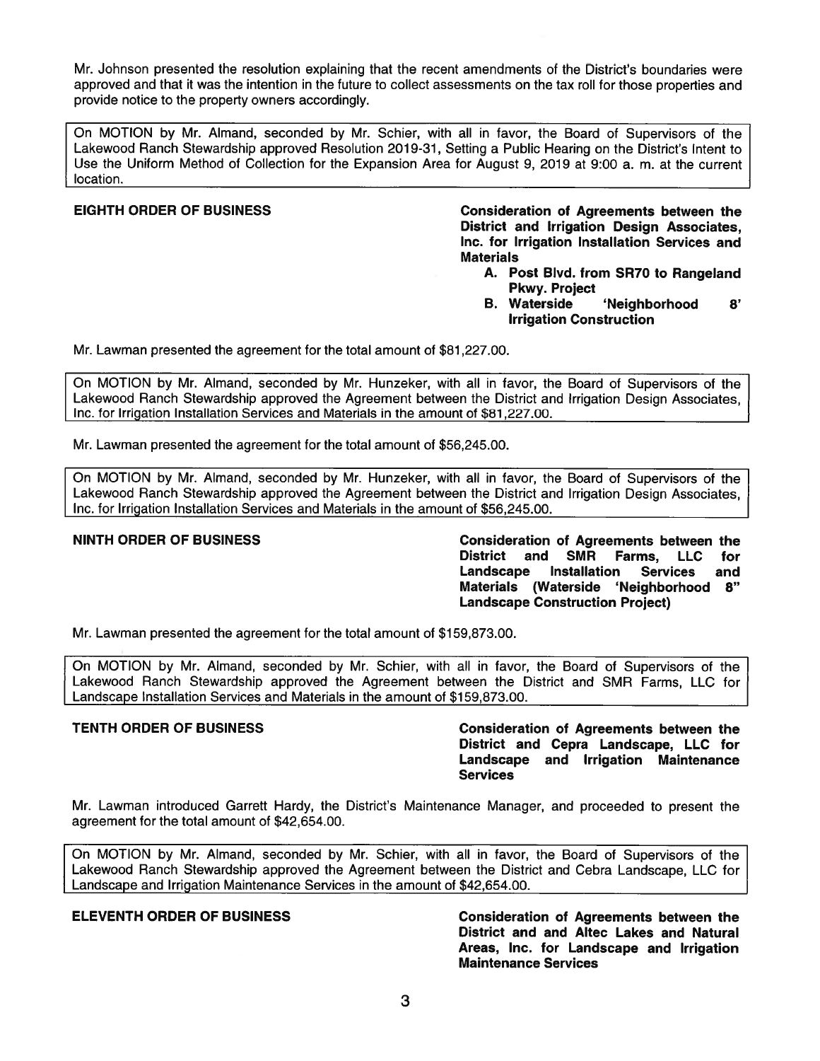Mr. Johnson presented the resolution explaining that the recent amendments of the District's boundaries were approved and that it was the intention in the future to collect assessments on the tax roll for those properties and provide notice to the property owners accordingly.

> On MOTION by Mr. Almand, seconded by Mr. Schier, with all in favor, the Board of Supervisors of the Lakewood Ranch Stewardship approved Resolution 2019-31, Setting a Public Hearing on the District's Intent to Use the Uniform Method of Collection for the Expansion Area for August 9, 2019 at 9:00 a. m. at the current location.

**EIGHTH ORDER OF BUSINESS** — **Consideration of Agreements between the District and Irrigation Design Associates, Inc. for Irrigation Installation Services and Materials**

- **A. Post Blvd. from SR70 to Rangeland Pkwy. Project**
- **B. Waterside 'Neighborhood 8' Irrigation Construction**

Mr. Lawman presented the agreement for the total amount of $81,227.00.

> On MOTION by Mr. Almand, seconded by Mr. Hunzeker, with all in favor, the Board of Supervisors of the Lakewood Ranch Stewardship approved the Agreement between the District and Irrigation Design Associates, Inc. for Irrigation Installation Services and Materials in the amount of $81,227.00.

Mr. Lawman presented the agreement for the total amount of $56,245.00.

> On MOTION by Mr. Almand, seconded by Mr. Hunzeker, with all in favor, the Board of Supervisors of the Lakewood Ranch Stewardship approved the Agreement between the District and Irrigation Design Associates, Inc. for Irrigation Installation Services and Materials in the amount of $56,245.00.

**NINTH ORDER OF BUSINESS** — **Consideration of Agreements between the District and SMR Farms, LLC for Landscape Installation Services and Materials (Waterside 'Neighborhood 8" Landscape Construction Project)**

Mr. Lawman presented the agreement for the total amount of $159,873.00.

> On MOTION by Mr. Almand, seconded by Mr. Schier, with all in favor, the Board of Supervisors of the Lakewood Ranch Stewardship approved the Agreement between the District and SMR Farms, LLC for Landscape Installation Services and Materials in the amount of $159,873.00.

**TENTH ORDER OF BUSINESS** — **Consideration of Agreements between the District and Cepra Landscape, LLC for Landscape and Irrigation Maintenance Services**

Mr. Lawman introduced Garrett Hardy, the District's Maintenance Manager, and proceeded to present the agreement for the total amount of $42,654.00.

> On MOTION by Mr. Almand, seconded by Mr. Schier, with all in favor, the Board of Supervisors of the Lakewood Ranch Stewardship approved the Agreement between the District and Cebra Landscape, LLC for Landscape and Irrigation Maintenance Services in the amount of $42,654.00.

**ELEVENTH ORDER OF BUSINESS** — **Consideration of Agreements between the District and and Altec Lakes and Natural Areas, Inc. for Landscape and Irrigation Maintenance Services**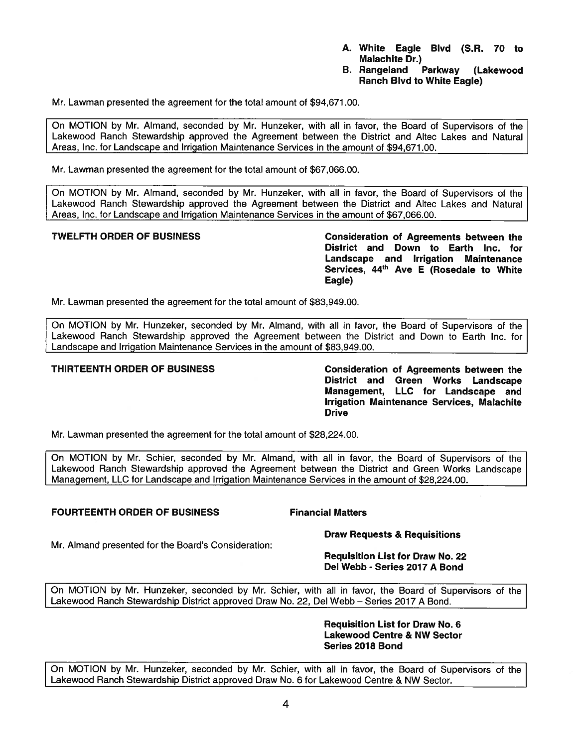**A. White Eagle Blvd (S.R. 70 to Malachite Dr.)**
**B. Rangeland Parkway (Lakewood Ranch Blvd to White Eagle)**

Mr. Lawman presented the agreement for the total amount of $94,671.00.

> On MOTION by Mr. Almand, seconded by Mr. Hunzeker, with all in favor, the Board of Supervisors of the Lakewood Ranch Stewardship approved the Agreement between the District and Altec Lakes and Natural Areas, Inc. for Landscape and Irrigation Maintenance Services in the amount of $94,671.00.

Mr. Lawman presented the agreement for the total amount of $67,066.00.

> On MOTION by Mr. Almand, seconded by Mr. Hunzeker, with all in favor, the Board of Supervisors of the Lakewood Ranch Stewardship approved the Agreement between the District and Altec Lakes and Natural Areas, Inc. for Landscape and Irrigation Maintenance Services in the amount of $67,066.00.

**TWELFTH ORDER OF BUSINESS** — **Consideration of Agreements between the District and Down to Earth Inc. for Landscape and Irrigation Maintenance Services, 44th Ave E (Rosedale to White Eagle)**

Mr. Lawman presented the agreement for the total amount of $83,949.00.

> On MOTION by Mr. Hunzeker, seconded by Mr. Almand, with all in favor, the Board of Supervisors of the Lakewood Ranch Stewardship approved the Agreement between the District and Down to Earth Inc. for Landscape and Irrigation Maintenance Services in the amount of $83,949.00.

**THIRTEENTH ORDER OF BUSINESS** — **Consideration of Agreements between the District and Green Works Landscape Management, LLC for Landscape and Irrigation Maintenance Services, Malachite Drive**

Mr. Lawman presented the agreement for the total amount of $28,224.00.

> On MOTION by Mr. Schier, seconded by Mr. Almand, with all in favor, the Board of Supervisors of the Lakewood Ranch Stewardship approved the Agreement between the District and Green Works Landscape Management, LLC for Landscape and Irrigation Maintenance Services in the amount of $28,224.00.

**FOURTEENTH ORDER OF BUSINESS** — **Financial Matters**

**Draw Requests & Requisitions**

Mr. Almand presented for the Board's Consideration:

**Requisition List for Draw No. 22**
**Del Webb - Series 2017 A Bond**

> On MOTION by Mr. Hunzeker, seconded by Mr. Schier, with all in favor, the Board of Supervisors of the Lakewood Ranch Stewardship District approved Draw No. 22, Del Webb – Series 2017 A Bond.

**Requisition List for Draw No. 6**
**Lakewood Centre & NW Sector**
**Series 2018 Bond**

> On MOTION by Mr. Hunzeker, seconded by Mr. Schier, with all in favor, the Board of Supervisors of the Lakewood Ranch Stewardship District approved Draw No. 6 for Lakewood Centre & NW Sector.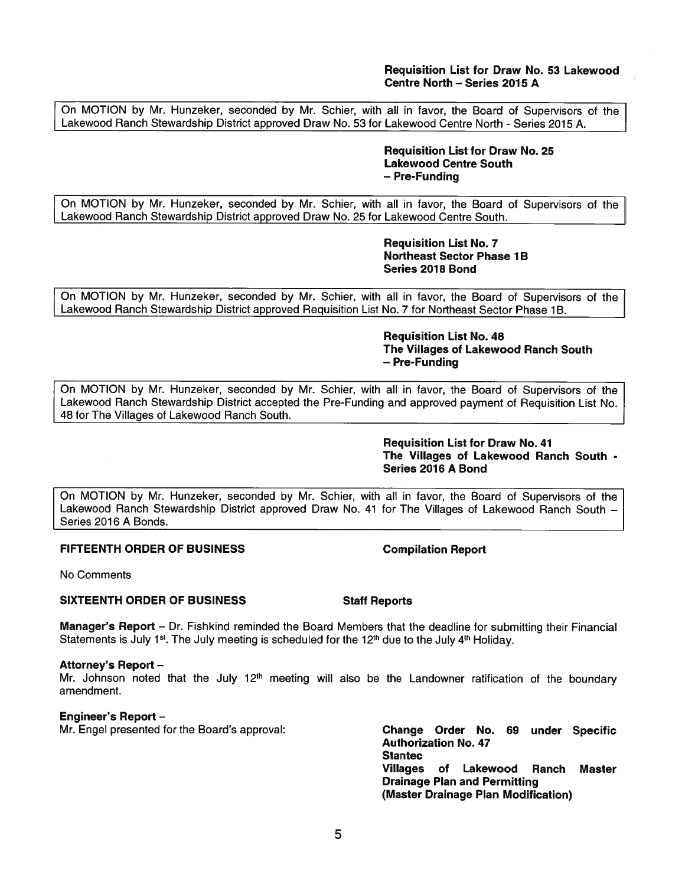**Requisition List for Draw No. 53 Lakewood Centre North – Series 2015 A**

On MOTION by Mr. Hunzeker, seconded by Mr. Schier, with all in favor, the Board of Supervisors of the Lakewood Ranch Stewardship District approved Draw No. 53 for Lakewood Centre North - Series 2015 A.

**Requisition List for Draw No. 25**
**Lakewood Centre South**
**– Pre-Funding**

On MOTION by Mr. Hunzeker, seconded by Mr. Schier, with all in favor, the Board of Supervisors of the Lakewood Ranch Stewardship District approved Draw No. 25 for Lakewood Centre South.

**Requisition List No. 7**
**Northeast Sector Phase 1B**
**Series 2018 Bond**

On MOTION by Mr. Hunzeker, seconded by Mr. Schier, with all in favor, the Board of Supervisors of the Lakewood Ranch Stewardship District approved Requisition List No. 7 for Northeast Sector Phase 1B.

**Requisition List No. 48**
**The Villages of Lakewood Ranch South**
**– Pre-Funding**

On MOTION by Mr. Hunzeker, seconded by Mr. Schier, with all in favor, the Board of Supervisors of the Lakewood Ranch Stewardship District accepted the Pre-Funding and approved payment of Requisition List No. 48 for The Villages of Lakewood Ranch South.

**Requisition List for Draw No. 41**
**The Villages of Lakewood Ranch South - Series 2016 A Bond**

On MOTION by Mr. Hunzeker, seconded by Mr. Schier, with all in favor, the Board of Supervisors of the Lakewood Ranch Stewardship District approved Draw No. 41 for The Villages of Lakewood Ranch South – Series 2016 A Bonds.

**FIFTEENTH ORDER OF BUSINESS** **Compilation Report**

No Comments

**SIXTEENTH ORDER OF BUSINESS** **Staff Reports**

**Manager's Report** – Dr. Fishkind reminded the Board Members that the deadline for submitting their Financial Statements is July 1st. The July meeting is scheduled for the 12th due to the July 4th Holiday.

**Attorney's Report** –
Mr. Johnson noted that the July 12th meeting will also be the Landowner ratification of the boundary amendment.

**Engineer's Report** –
Mr. Engel presented for the Board's approval:

**Change Order No. 69 under Specific Authorization No. 47**
**Stantec**
**Villages of Lakewood Ranch Master Drainage Plan and Permitting**
**(Master Drainage Plan Modification)**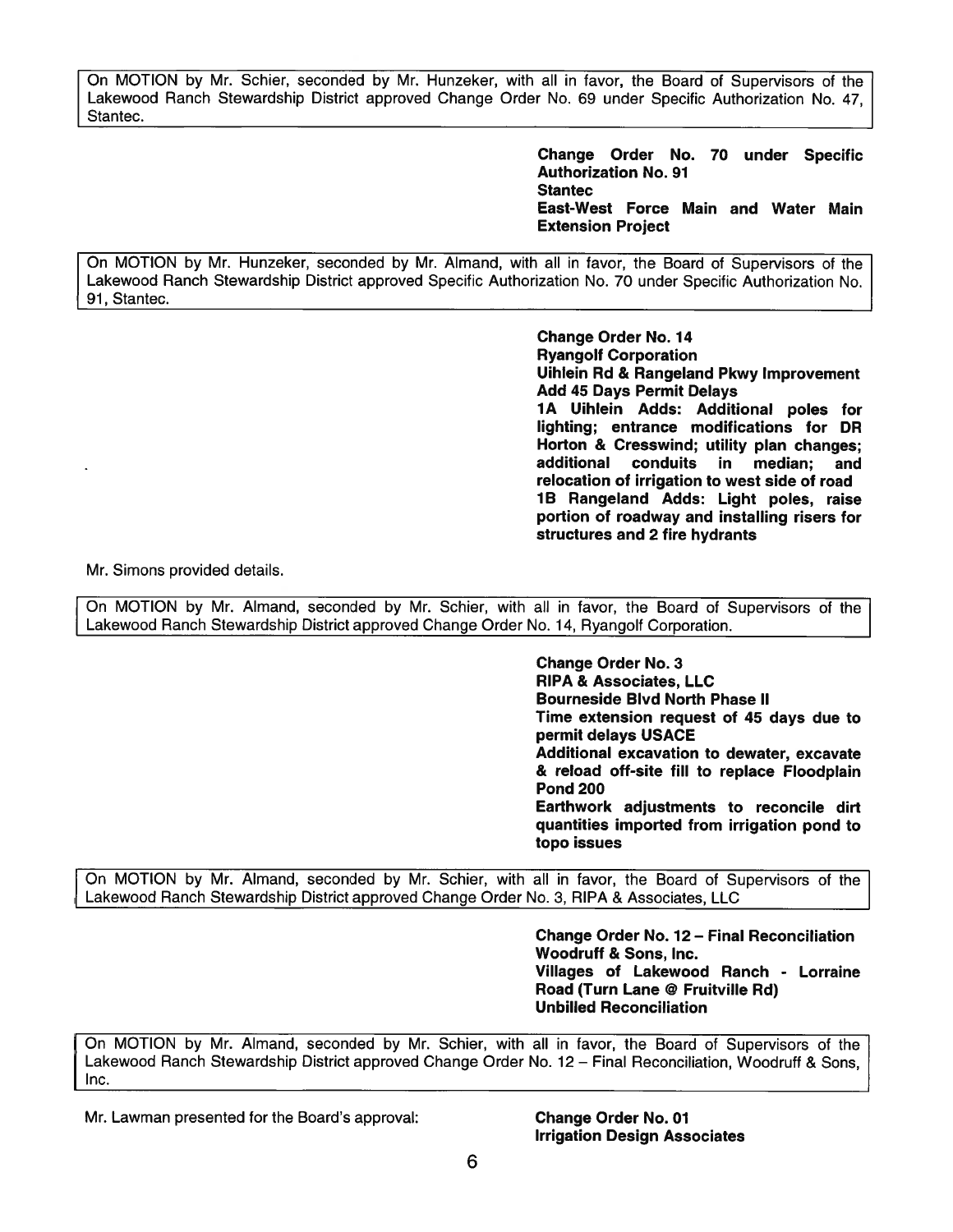On MOTION by Mr. Schier, seconded by Mr. Hunzeker, with all in favor, the Board of Supervisors of the Lakewood Ranch Stewardship District approved Change Order No. 69 under Specific Authorization No. 47, Stantec.

**Change Order No. 70 under Specific Authorization No. 91**
**Stantec**
**East-West Force Main and Water Main Extension Project**

On MOTION by Mr. Hunzeker, seconded by Mr. Almand, with all in favor, the Board of Supervisors of the Lakewood Ranch Stewardship District approved Specific Authorization No. 70 under Specific Authorization No. 91, Stantec.

**Change Order No. 14**
**Ryangolf Corporation**
**Uihlein Rd & Rangeland Pkwy Improvement**
**Add 45 Days Permit Delays**
**1A Uihlein Adds: Additional poles for lighting; entrance modifications for DR Horton & Cresswind; utility plan changes; additional conduits in median; and relocation of irrigation to west side of road**
**1B Rangeland Adds: Light poles, raise portion of roadway and installing risers for structures and 2 fire hydrants**

Mr. Simons provided details.

On MOTION by Mr. Almand, seconded by Mr. Schier, with all in favor, the Board of Supervisors of the Lakewood Ranch Stewardship District approved Change Order No. 14, Ryangolf Corporation.

**Change Order No. 3**
**RIPA & Associates, LLC**
**Bourneside Blvd North Phase II**
**Time extension request of 45 days due to permit delays USACE**
**Additional excavation to dewater, excavate & reload off-site fill to replace Floodplain Pond 200**
**Earthwork adjustments to reconcile dirt quantities imported from irrigation pond to topo issues**

On MOTION by Mr. Almand, seconded by Mr. Schier, with all in favor, the Board of Supervisors of the Lakewood Ranch Stewardship District approved Change Order No. 3, RIPA & Associates, LLC

**Change Order No. 12 – Final Reconciliation**
**Woodruff & Sons, Inc.**
**Villages of Lakewood Ranch - Lorraine Road (Turn Lane @ Fruitville Rd)**
**Unbilled Reconciliation**

On MOTION by Mr. Almand, seconded by Mr. Schier, with all in favor, the Board of Supervisors of the Lakewood Ranch Stewardship District approved Change Order No. 12 – Final Reconciliation, Woodruff & Sons, Inc.

Mr. Lawman presented for the Board's approval:

**Change Order No. 01**
**Irrigation Design Associates**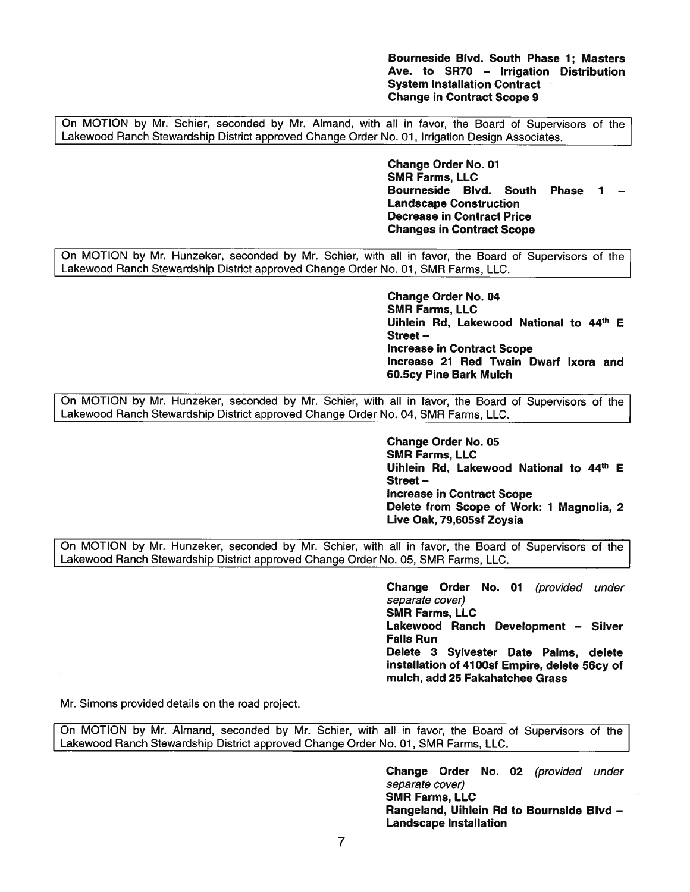**Bourneside Blvd. South Phase 1; Masters Ave. to SR70 – Irrigation Distribution System Installation Contract**
**Change in Contract Scope 9**

On MOTION by Mr. Schier, seconded by Mr. Almand, with all in favor, the Board of Supervisors of the Lakewood Ranch Stewardship District approved Change Order No. 01, Irrigation Design Associates.

**Change Order No. 01**
**SMR Farms, LLC**
**Bourneside Blvd. South Phase 1 – Landscape Construction**
**Decrease in Contract Price**
**Changes in Contract Scope**

On MOTION by Mr. Hunzeker, seconded by Mr. Schier, with all in favor, the Board of Supervisors of the Lakewood Ranch Stewardship District approved Change Order No. 01, SMR Farms, LLC.

**Change Order No. 04**
**SMR Farms, LLC**
**Uihlein Rd, Lakewood National to 44th E Street –**
**Increase in Contract Scope**
**Increase 21 Red Twain Dwarf Ixora and 60.5cy Pine Bark Mulch**

On MOTION by Mr. Hunzeker, seconded by Mr. Schier, with all in favor, the Board of Supervisors of the Lakewood Ranch Stewardship District approved Change Order No. 04, SMR Farms, LLC.

**Change Order No. 05**
**SMR Farms, LLC**
**Uihlein Rd, Lakewood National to 44th E Street –**
**Increase in Contract Scope**
**Delete from Scope of Work: 1 Magnolia, 2 Live Oak, 79,605sf Zoysia**

On MOTION by Mr. Hunzeker, seconded by Mr. Schier, with all in favor, the Board of Supervisors of the Lakewood Ranch Stewardship District approved Change Order No. 05, SMR Farms, LLC.

**Change Order No. 01** *(provided under separate cover)*
**SMR Farms, LLC**
**Lakewood Ranch Development – Silver Falls Run**
**Delete 3 Sylvester Date Palms, delete installation of 4100sf Empire, delete 56cy of mulch, add 25 Fakahatchee Grass**

Mr. Simons provided details on the road project.

On MOTION by Mr. Almand, seconded by Mr. Schier, with all in favor, the Board of Supervisors of the Lakewood Ranch Stewardship District approved Change Order No. 01, SMR Farms, LLC.

**Change Order No. 02** *(provided under separate cover)*
**SMR Farms, LLC**
**Rangeland, Uihlein Rd to Bournside Blvd – Landscape Installation**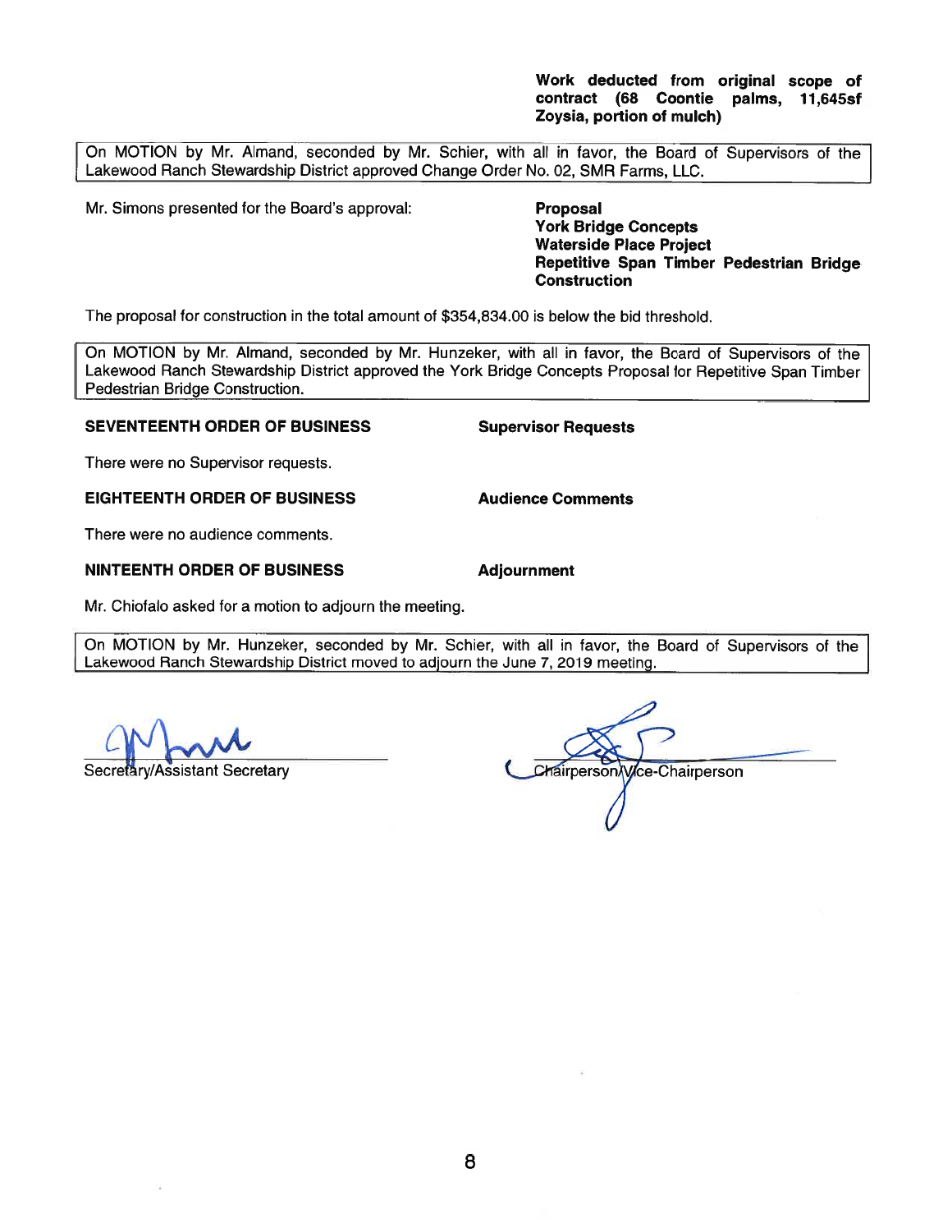**Work deducted from original scope of contract (68 Coontie palms, 11,645sf Zoysia, portion of mulch)**

> On MOTION by Mr. Almand, seconded by Mr. Schier, with all in favor, the Board of Supervisors of the Lakewood Ranch Stewardship District approved Change Order No. 02, SMR Farms, LLC.

Mr. Simons presented for the Board's approval:

**Proposal**
**York Bridge Concepts**
**Waterside Place Project**
**Repetitive Span Timber Pedestrian Bridge Construction**

The proposal for construction in the total amount of $354,834.00 is below the bid threshold.

> On MOTION by Mr. Almand, seconded by Mr. Hunzeker, with all in favor, the Board of Supervisors of the Lakewood Ranch Stewardship District approved the York Bridge Concepts Proposal for Repetitive Span Timber Pedestrian Bridge Construction.

**SEVENTEENTH ORDER OF BUSINESS** **Supervisor Requests**

There were no Supervisor requests.

**EIGHTEENTH ORDER OF BUSINESS** **Audience Comments**

There were no audience comments.

**NINTEENTH ORDER OF BUSINESS** **Adjournment**

Mr. Chiofalo asked for a motion to adjourn the meeting.

> On MOTION by Mr. Hunzeker, seconded by Mr. Schier, with all in favor, the Board of Supervisors of the Lakewood Ranch Stewardship District moved to adjourn the June 7, 2019 meeting.

Secretary/Assistant Secretary

Chairperson/Vice-Chairperson